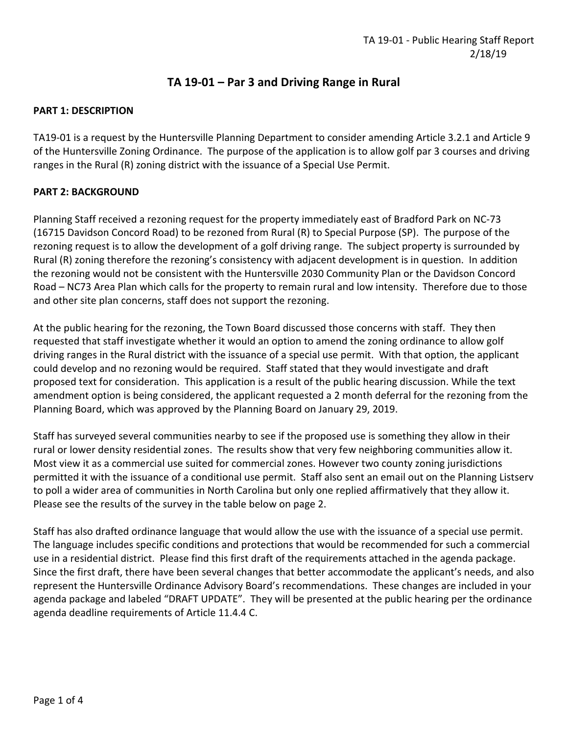# TA 19-01 – Par 3 and Driving Range in Rural

## PART 1: DESCRIPTION

TA19-01 is a request by the Huntersville Planning Department to consider amending Article 3.2.1 and Article 9 of the Huntersville Zoning Ordinance. The purpose of the application is to allow golf par 3 courses and driving ranges in the Rural (R) zoning district with the issuance of a Special Use Permit.

## PART 2: BACKGROUND

Planning Staff received a rezoning request for the property immediately east of Bradford Park on NC-73 (16715 Davidson Concord Road) to be rezoned from Rural (R) to Special Purpose (SP). The purpose of the rezoning request is to allow the development of a golf driving range. The subject property is surrounded by Rural (R) zoning therefore the rezoning's consistency with adjacent development is in question. In addition the rezoning would not be consistent with the Huntersville 2030 Community Plan or the Davidson Concord Road – NC73 Area Plan which calls for the property to remain rural and low intensity. Therefore due to those and other site plan concerns, staff does not support the rezoning.

At the public hearing for the rezoning, the Town Board discussed those concerns with staff. They then requested that staff investigate whether it would an option to amend the zoning ordinance to allow golf driving ranges in the Rural district with the issuance of a special use permit. With that option, the applicant could develop and no rezoning would be required. Staff stated that they would investigate and draft proposed text for consideration. This application is a result of the public hearing discussion. While the text amendment option is being considered, the applicant requested a 2 month deferral for the rezoning from the Planning Board, which was approved by the Planning Board on January 29, 2019.

Staff has surveyed several communities nearby to see if the proposed use is something they allow in their rural or lower density residential zones. The results show that very few neighboring communities allow it. Most view it as a commercial use suited for commercial zones. However two county zoning jurisdictions permitted it with the issuance of a conditional use permit. Staff also sent an email out on the Planning Listserv to poll a wider area of communities in North Carolina but only one replied affirmatively that they allow it. Please see the results of the survey in the table below on page 2.

Staff has also drafted ordinance language that would allow the use with the issuance of a special use permit. The language includes specific conditions and protections that would be recommended for such a commercial use in a residential district. Please find this first draft of the requirements attached in the agenda package. Since the first draft, there have been several changes that better accommodate the applicant's needs, and also represent the Huntersville Ordinance Advisory Board's recommendations. These changes are included in your agenda package and labeled "DRAFT UPDATE". They will be presented at the public hearing per the ordinance agenda deadline requirements of Article 11.4.4 C.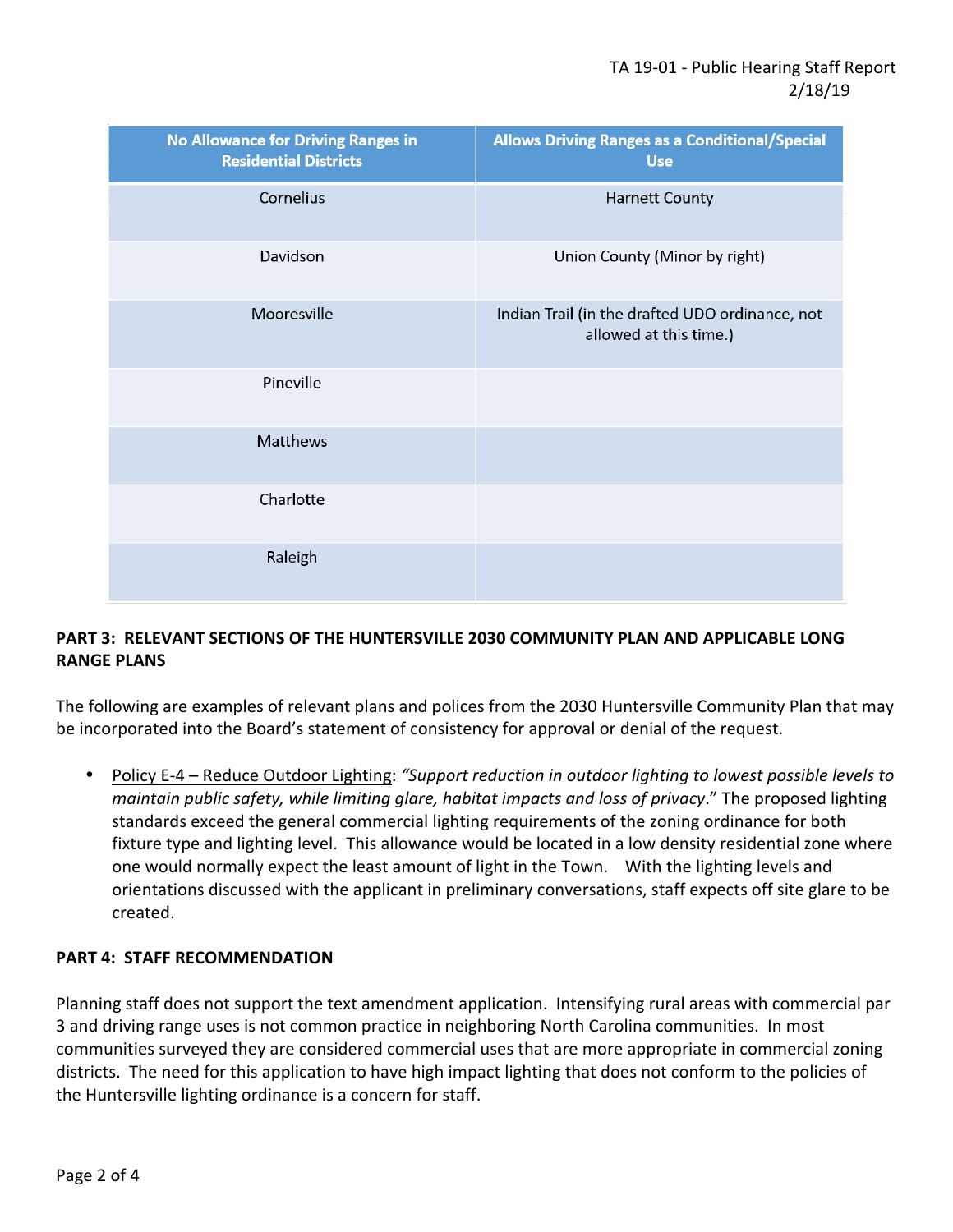| No Allowance for Driving Ranges in Residential Districts | Allows Driving Ranges as a Conditional/Special Use |
| --- | --- |
| Cornelius | Harnett County |
| Davidson | Union County (Minor by right) |
| Mooresville | Indian Trail (in the drafted UDO ordinance, not allowed at this time.) |
| Pineville | |
| Matthews | |
| Charlotte | |
| Raleigh | |

**PART 3: RELEVANT SECTIONS OF THE HUNTERSVILLE 2030 COMMUNITY PLAN AND APPLICABLE LONG RANGE PLANS**

The following are examples of relevant plans and polices from the 2030 Huntersville Community Plan that may be incorporated into the Board's statement of consistency for approval or denial of the request.

- Policy E-4 – Reduce Outdoor Lighting: *"Support reduction in outdoor lighting to lowest possible levels to maintain public safety, while limiting glare, habitat impacts and loss of privacy*." The proposed lighting standards exceed the general commercial lighting requirements of the zoning ordinance for both fixture type and lighting level. This allowance would be located in a low density residential zone where one would normally expect the least amount of light in the Town. With the lighting levels and orientations discussed with the applicant in preliminary conversations, staff expects off site glare to be created.

**PART 4: STAFF RECOMMENDATION**

Planning staff does not support the text amendment application. Intensifying rural areas with commercial par 3 and driving range uses is not common practice in neighboring North Carolina communities. In most communities surveyed they are considered commercial uses that are more appropriate in commercial zoning districts. The need for this application to have high impact lighting that does not conform to the policies of the Huntersville lighting ordinance is a concern for staff.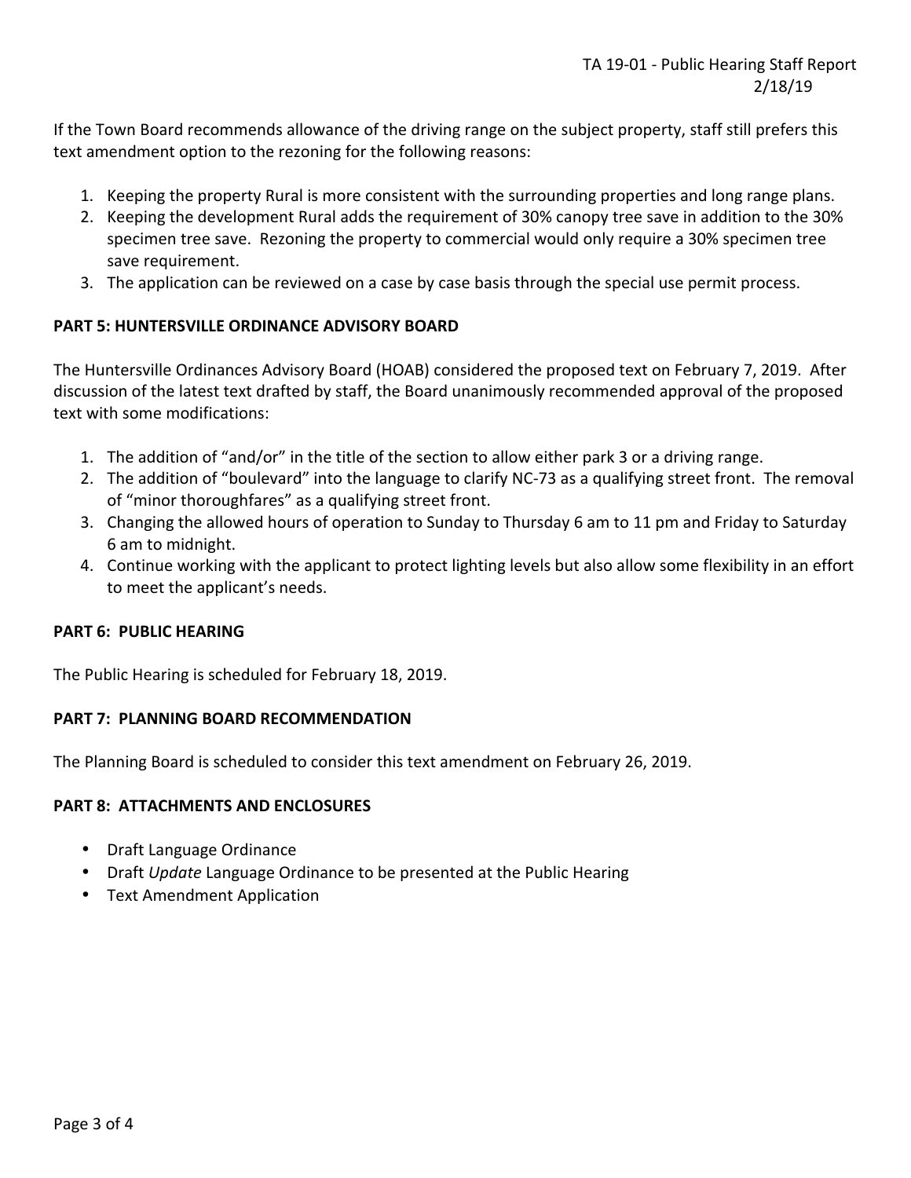If the Town Board recommends allowance of the driving range on the subject property, staff still prefers this text amendment option to the rezoning for the following reasons:

1. Keeping the property Rural is more consistent with the surrounding properties and long range plans.
2. Keeping the development Rural adds the requirement of 30% canopy tree save in addition to the 30% specimen tree save. Rezoning the property to commercial would only require a 30% specimen tree save requirement.
3. The application can be reviewed on a case by case basis through the special use permit process.

**PART 5: HUNTERSVILLE ORDINANCE ADVISORY BOARD**

The Huntersville Ordinances Advisory Board (HOAB) considered the proposed text on February 7, 2019. After discussion of the latest text drafted by staff, the Board unanimously recommended approval of the proposed text with some modifications:

1. The addition of "and/or" in the title of the section to allow either park 3 or a driving range.
2. The addition of "boulevard" into the language to clarify NC-73 as a qualifying street front. The removal of "minor thoroughfares" as a qualifying street front.
3. Changing the allowed hours of operation to Sunday to Thursday 6 am to 11 pm and Friday to Saturday 6 am to midnight.
4. Continue working with the applicant to protect lighting levels but also allow some flexibility in an effort to meet the applicant's needs.

**PART 6: PUBLIC HEARING**

The Public Hearing is scheduled for February 18, 2019.

**PART 7: PLANNING BOARD RECOMMENDATION**

The Planning Board is scheduled to consider this text amendment on February 26, 2019.

**PART 8: ATTACHMENTS AND ENCLOSURES**

- Draft Language Ordinance
- Draft *Update* Language Ordinance to be presented at the Public Hearing
- Text Amendment Application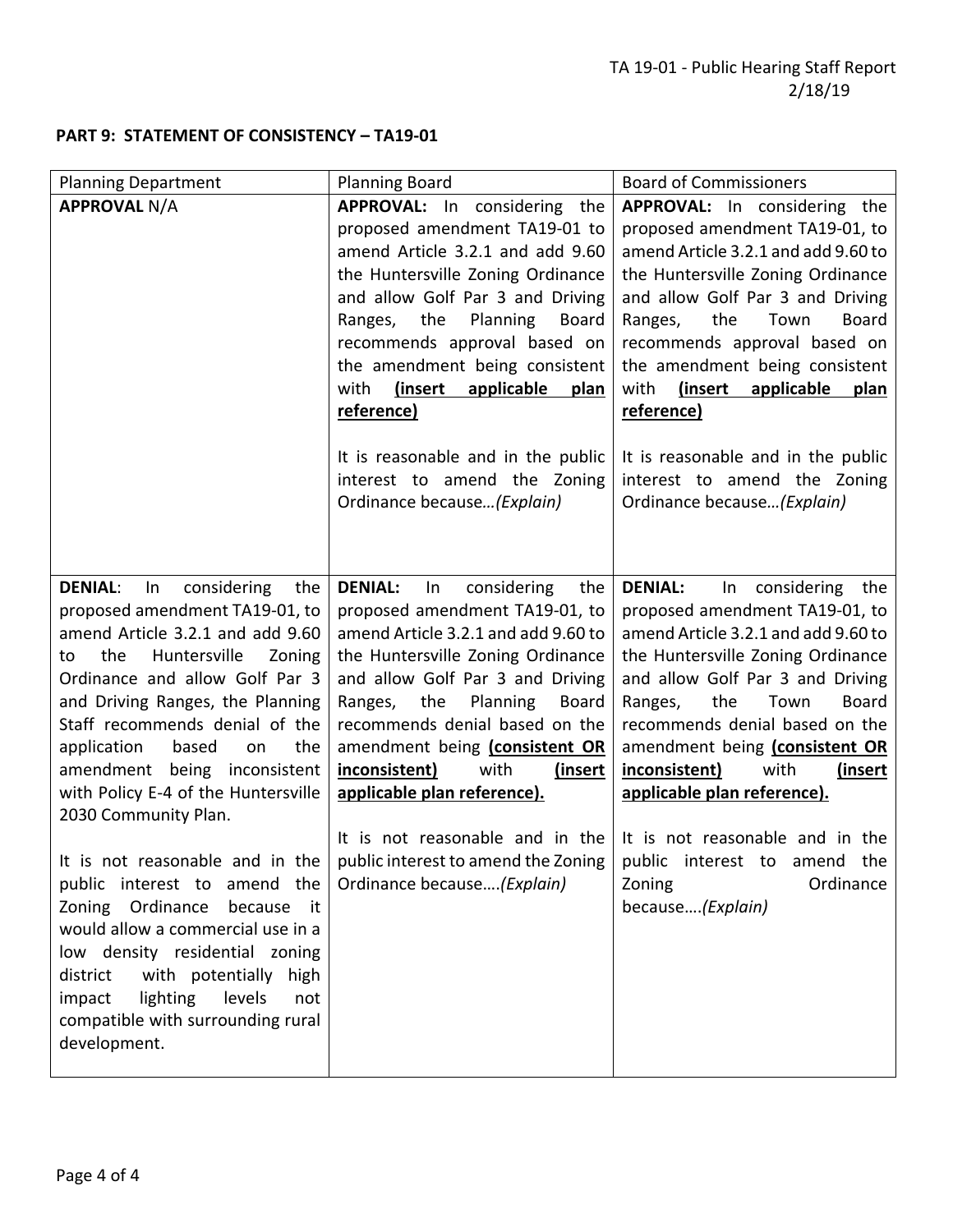**PART 9: STATEMENT OF CONSISTENCY – TA19-01**

| Planning Department | Planning Board | Board of Commissioners |
|---|---|---|
| **APPROVAL** N/A | **APPROVAL:** In considering the proposed amendment TA19-01 to amend Article 3.2.1 and add 9.60 the Huntersville Zoning Ordinance and allow Golf Par 3 and Driving Ranges, the Planning Board recommends approval based on the amendment being consistent with **(insert applicable plan reference)**<br><br>It is reasonable and in the public interest to amend the Zoning Ordinance because…*(Explain)* | **APPROVAL:** In considering the proposed amendment TA19-01, to amend Article 3.2.1 and add 9.60 to the Huntersville Zoning Ordinance and allow Golf Par 3 and Driving Ranges, the Town Board recommends approval based on the amendment being consistent with **(insert applicable plan reference)**<br><br>It is reasonable and in the public interest to amend the Zoning Ordinance because…*(Explain)* |
| **DENIAL**: In considering the proposed amendment TA19-01, to amend Article 3.2.1 and add 9.60 to the Huntersville Zoning Ordinance and allow Golf Par 3 and Driving Ranges, the Planning Staff recommends denial of the application based on the amendment being inconsistent with Policy E-4 of the Huntersville 2030 Community Plan.<br><br>It is not reasonable and in the public interest to amend the Zoning Ordinance because it would allow a commercial use in a low density residential zoning district with potentially high impact lighting levels not compatible with surrounding rural development. | **DENIAL:** In considering the proposed amendment TA19-01, to amend Article 3.2.1 and add 9.60 to the Huntersville Zoning Ordinance and allow Golf Par 3 and Driving Ranges, the Planning Board recommends denial based on the amendment being **(consistent OR inconsistent)** with **(insert applicable plan reference).**<br><br>It is not reasonable and in the public interest to amend the Zoning Ordinance because….*(Explain)* | **DENIAL:** In considering the proposed amendment TA19-01, to amend Article 3.2.1 and add 9.60 to the Huntersville Zoning Ordinance and allow Golf Par 3 and Driving Ranges, the Town Board recommends denial based on the amendment being **(consistent OR inconsistent)** with **(insert applicable plan reference).**<br><br>It is not reasonable and in the public interest to amend the Zoning Ordinance because….*(Explain)* |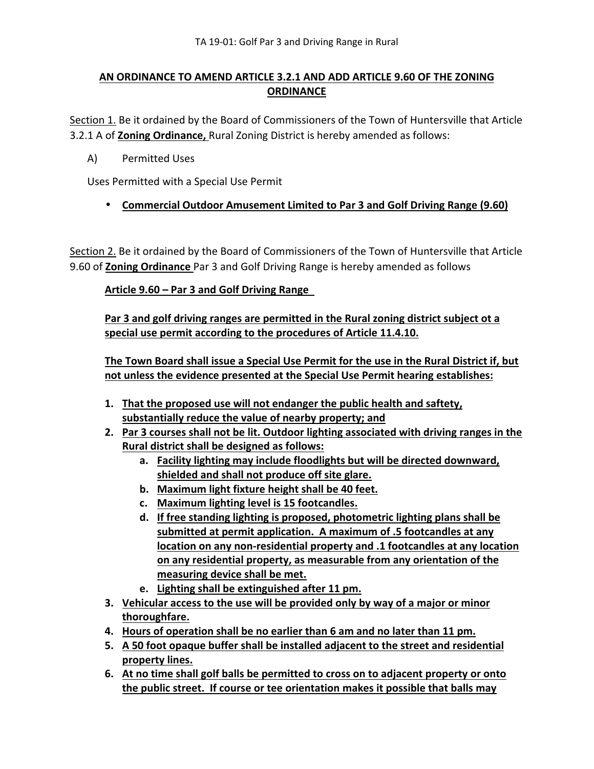TA 19-01: Golf Par 3 and Driving Range in Rural

**AN ORDINANCE TO AMEND ARTICLE 3.2.1 AND ADD ARTICLE 9.60 OF THE ZONING ORDINANCE**

Section 1. Be it ordained by the Board of Commissioners of the Town of Huntersville that Article 3.2.1 A of **Zoning Ordinance,** Rural Zoning District is hereby amended as follows:

A) Permitted Uses

Uses Permitted with a Special Use Permit

- **Commercial Outdoor Amusement Limited to Par 3 and Golf Driving Range (9.60)**

Section 2. Be it ordained by the Board of Commissioners of the Town of Huntersville that Article 9.60 of **Zoning Ordinance** Par 3 and Golf Driving Range is hereby amended as follows

**Article 9.60 – Par 3 and Golf Driving Range**

**Par 3 and golf driving ranges are permitted in the Rural zoning district subject ot a special use permit according to the procedures of Article 11.4.10.**

**The Town Board shall issue a Special Use Permit for the use in the Rural District if, but not unless the evidence presented at the Special Use Permit hearing establishes:**

1. **That the proposed use will not endanger the public health and saftety, substantially reduce the value of nearby property; and**
2. **Par 3 courses shall not be lit. Outdoor lighting associated with driving ranges in the Rural district shall be designed as follows:**
   a. **Facility lighting may include floodlights but will be directed downward, shielded and shall not produce off site glare.**
   b. **Maximum light fixture height shall be 40 feet.**
   c. **Maximum lighting level is 15 footcandles.**
   d. **If free standing lighting is proposed, photometric lighting plans shall be submitted at permit application. A maximum of .5 footcandles at any location on any non-residential property and .1 footcandles at any location on any residential property, as measurable from any orientation of the measuring device shall be met.**
   e. **Lighting shall be extinguished after 11 pm.**
3. **Vehicular access to the use will be provided only by way of a major or minor thoroughfare.**
4. **Hours of operation shall be no earlier than 6 am and no later than 11 pm.**
5. **A 50 foot opaque buffer shall be installed adjacent to the street and residential property lines.**
6. **At no time shall golf balls be permitted to cross on to adjacent property or onto the public street. If course or tee orientation makes it possible that balls may**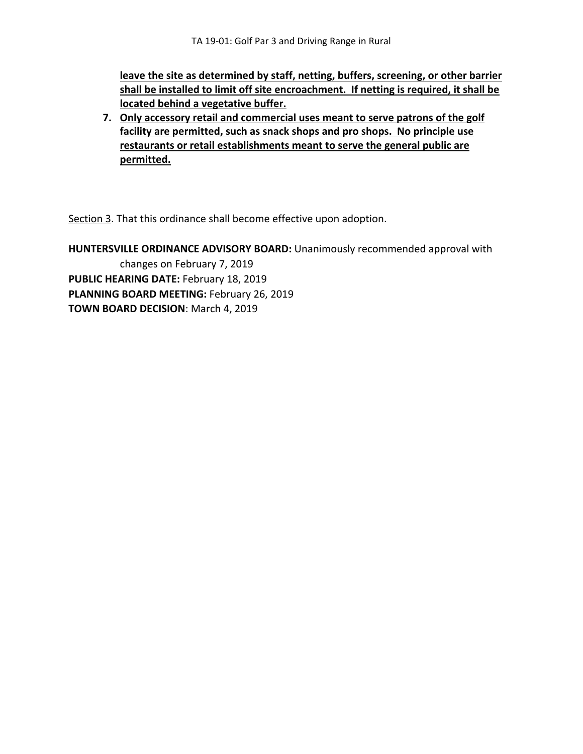**leave the site as determined by staff, netting, buffers, screening, or other barrier shall be installed to limit off site encroachment. If netting is required, it shall be located behind a vegetative buffer.**

7. **Only accessory retail and commercial uses meant to serve patrons of the golf facility are permitted, such as snack shops and pro shops. No principle use restaurants or retail establishments meant to serve the general public are permitted.**

Section 3. That this ordinance shall become effective upon adoption.

**HUNTERSVILLE ORDINANCE ADVISORY BOARD:** Unanimously recommended approval with changes on February 7, 2019

**PUBLIC HEARING DATE:** February 18, 2019

**PLANNING BOARD MEETING:** February 26, 2019

**TOWN BOARD DECISION**: March 4, 2019